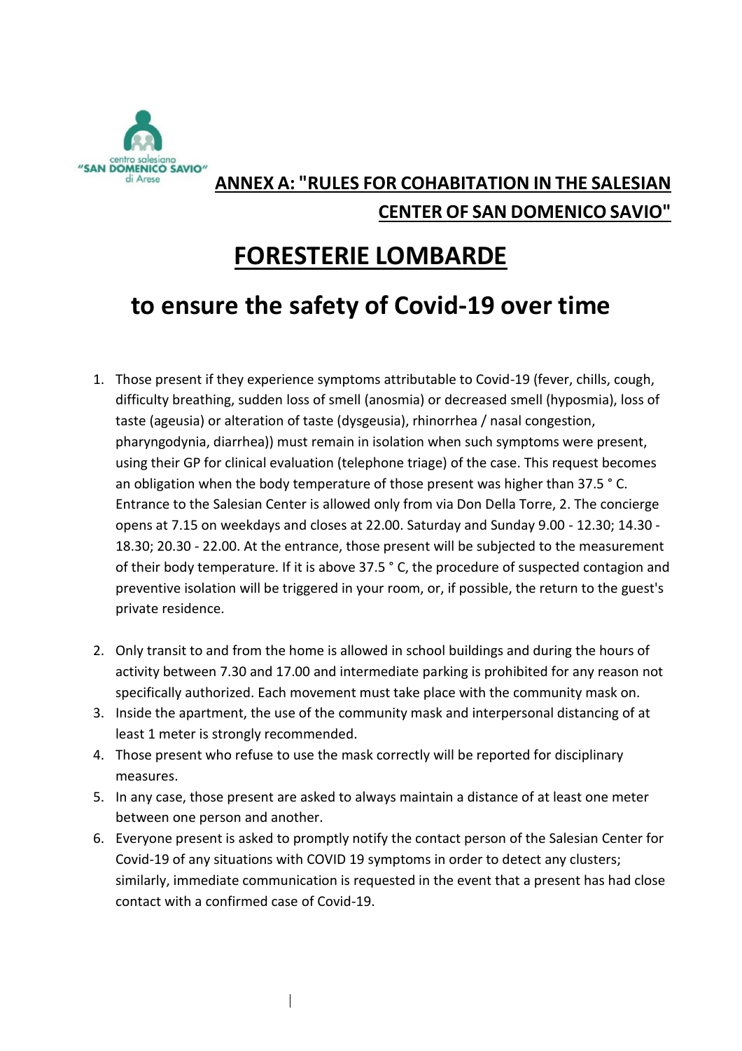## ANNEX A: "RULES FOR COHABITATION IN THE SALESIAN CENTER OF SAN DOMENICO SAVIO"

# FORESTERIE LOMBARDE

## to ensure the safety of Covid-19 over time

1. Those present if they experience symptoms attributable to Covid-19 (fever, chills, cough, difficulty breathing, sudden loss of smell (anosmia) or decreased smell (hyposmia), loss of taste (ageusia) or alteration of taste (dysgeusia), rhinorrhea / nasal congestion, pharyngodynia, diarrhea)) must remain in isolation when such symptoms were present, using their GP for clinical evaluation (telephone triage) of the case. This request becomes an obligation when the body temperature of those present was higher than 37.5 ° C. Entrance to the Salesian Center is allowed only from via Don Della Torre, 2. The concierge opens at 7.15 on weekdays and closes at 22.00. Saturday and Sunday 9.00 - 12.30; 14.30 - 18.30; 20.30 - 22.00. At the entrance, those present will be subjected to the measurement of their body temperature. If it is above 37.5 ° C, the procedure of suspected contagion and preventive isolation will be triggered in your room, or, if possible, the return to the guest's private residence.

2. Only transit to and from the home is allowed in school buildings and during the hours of activity between 7.30 and 17.00 and intermediate parking is prohibited for any reason not specifically authorized. Each movement must take place with the community mask on.
3. Inside the apartment, the use of the community mask and interpersonal distancing of at least 1 meter is strongly recommended.
4. Those present who refuse to use the mask correctly will be reported for disciplinary measures.
5. In any case, those present are asked to always maintain a distance of at least one meter between one person and another.
6. Everyone present is asked to promptly notify the contact person of the Salesian Center for Covid-19 of any situations with COVID 19 symptoms in order to detect any clusters; similarly, immediate communication is requested in the event that a present has had close contact with a confirmed case of Covid-19.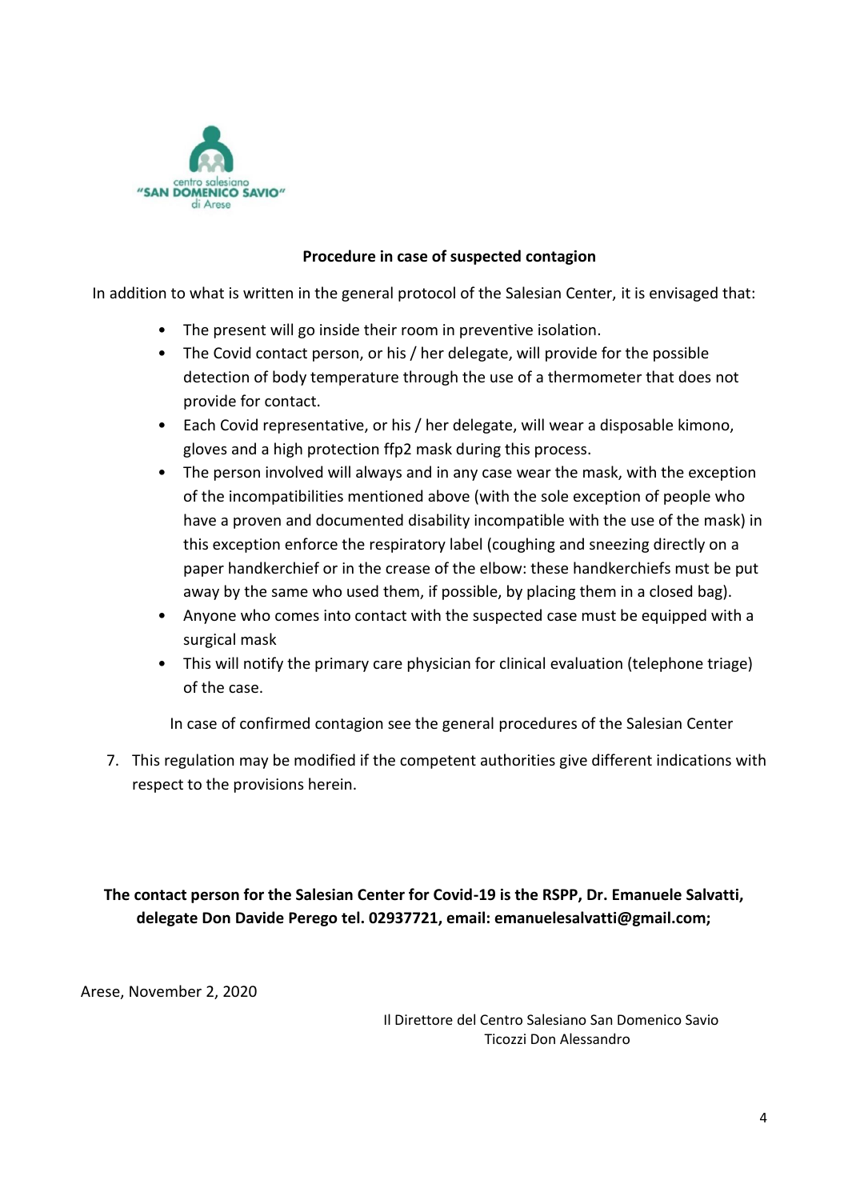centro salesiano
"SAN DOMENICO SAVIO"
di Arese

**Procedure in case of suspected contagion**

In addition to what is written in the general protocol of the Salesian Center, it is envisaged that:

- The present will go inside their room in preventive isolation.
- The Covid contact person, or his / her delegate, will provide for the possible detection of body temperature through the use of a thermometer that does not provide for contact.
- Each Covid representative, or his / her delegate, will wear a disposable kimono, gloves and a high protection ffp2 mask during this process.
- The person involved will always and in any case wear the mask, with the exception of the incompatibilities mentioned above (with the sole exception of people who have a proven and documented disability incompatible with the use of the mask) in this exception enforce the respiratory label (coughing and sneezing directly on a paper handkerchief or in the crease of the elbow: these handkerchiefs must be put away by the same who used them, if possible, by placing them in a closed bag).
- Anyone who comes into contact with the suspected case must be equipped with a surgical mask
- This will notify the primary care physician for clinical evaluation (telephone triage) of the case.

In case of confirmed contagion see the general procedures of the Salesian Center

7. This regulation may be modified if the competent authorities give different indications with respect to the provisions herein.

**The contact person for the Salesian Center for Covid-19 is the RSPP, Dr. Emanuele Salvatti, delegate Don Davide Perego tel. 02937721, email: emanuelesalvatti@gmail.com;**

Arese, November 2, 2020

Il Direttore del Centro Salesiano San Domenico Savio
Ticozzi Don Alessandro